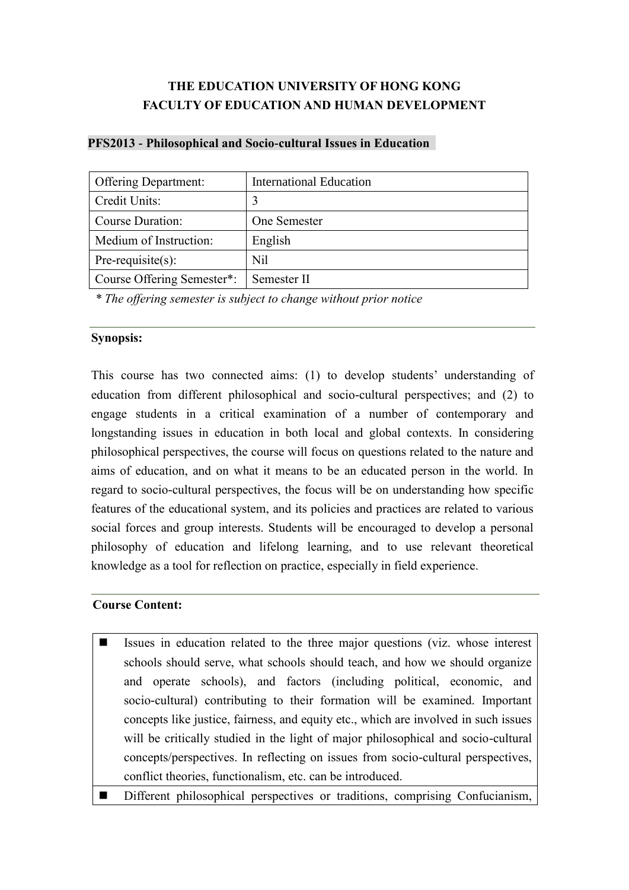**THE EDUCATION UNIVERSITY OF HONG KONG**
**FACULTY OF EDUCATION AND HUMAN DEVELOPMENT**

**PFS2013 - Philosophical and Socio-cultural Issues in Education**

| Offering Department: | International Education |
|---|---|
| Credit Units: | 3 |
| Course Duration: | One Semester |
| Medium of Instruction: | English |
| Pre-requisite(s): | Nil |
| Course Offering Semester*: | Semester II |

*\* The offering semester is subject to change without prior notice*

---

**Synopsis:**

This course has two connected aims: (1) to develop students' understanding of education from different philosophical and socio-cultural perspectives; and (2) to engage students in a critical examination of a number of contemporary and longstanding issues in education in both local and global contexts. In considering philosophical perspectives, the course will focus on questions related to the nature and aims of education, and on what it means to be an educated person in the world. In regard to socio-cultural perspectives, the focus will be on understanding how specific features of the educational system, and its policies and practices are related to various social forces and group interests. Students will be encouraged to develop a personal philosophy of education and lifelong learning, and to use relevant theoretical knowledge as a tool for reflection on practice, especially in field experience.

---

**Course Content:**

- Issues in education related to the three major questions (viz. whose interest schools should serve, what schools should teach, and how we should organize and operate schools), and factors (including political, economic, and socio-cultural) contributing to their formation will be examined. Important concepts like justice, fairness, and equity etc., which are involved in such issues will be critically studied in the light of major philosophical and socio-cultural concepts/perspectives. In reflecting on issues from socio-cultural perspectives, conflict theories, functionalism, etc. can be introduced.
- Different philosophical perspectives or traditions, comprising Confucianism,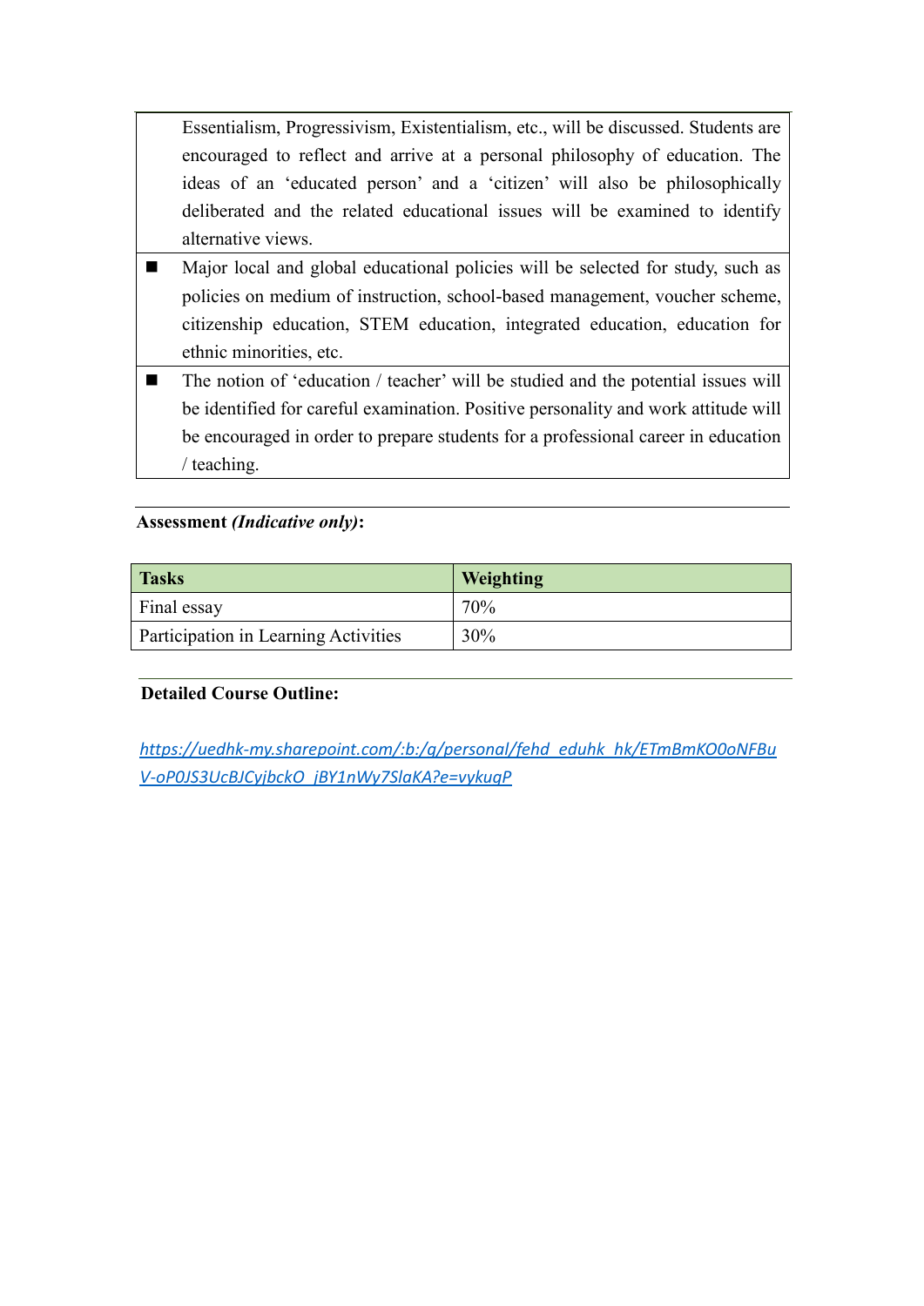Essentialism, Progressivism, Existentialism, etc., will be discussed. Students are encouraged to reflect and arrive at a personal philosophy of education. The ideas of an 'educated person' and a 'citizen' will also be philosophically deliberated and the related educational issues will be examined to identify alternative views.

- Major local and global educational policies will be selected for study, such as policies on medium of instruction, school-based management, voucher scheme, citizenship education, STEM education, integrated education, education for ethnic minorities, etc.
- The notion of 'education / teacher' will be studied and the potential issues will be identified for careful examination. Positive personality and work attitude will be encouraged in order to prepare students for a professional career in education / teaching.

**Assessment *(Indicative only)*:**

| Tasks | Weighting |
|---|---|
| Final essay | 70% |
| Participation in Learning Activities | 30% |

**Detailed Course Outline:**

https://uedhk-my.sharepoint.com/:b:/g/personal/fehd_eduhk_hk/ETmBmKO0oNFBuV-oP0JS3UcBJCyjbckO_jBY1nWy7SlaKA?e=vykuqP